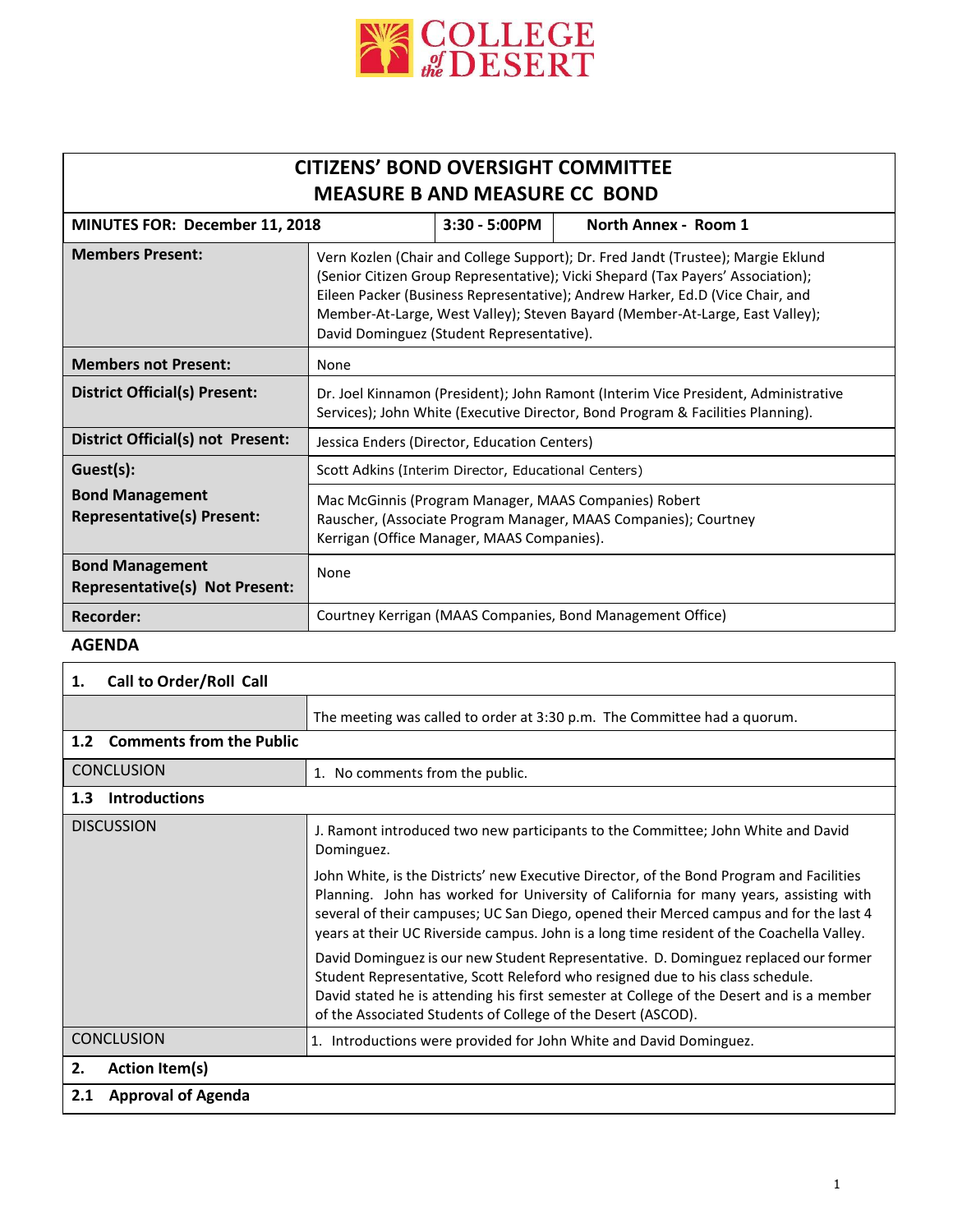# CITIZENS' BOND OVERSIGHT COMMITTEE
## MEASURE B AND MEASURE CC BOND

| MINUTES FOR: December 11, 2018 | 3:30 - 5:00PM | North Annex - Room 1 |
|---|---|---|
| **Members Present:** | Vern Kozlen (Chair and College Support); Dr. Fred Jandt (Trustee); Margie Eklund (Senior Citizen Group Representative); Vicki Shepard (Tax Payers' Association); Eileen Packer (Business Representative); Andrew Harker, Ed.D (Vice Chair, and Member-At-Large, West Valley); Steven Bayard (Member-At-Large, East Valley); David Dominguez (Student Representative). | |
| **Members not Present:** | None | |
| **District Official(s) Present:** | Dr. Joel Kinnamon (President); John Ramont (Interim Vice President, Administrative Services); John White (Executive Director, Bond Program & Facilities Planning). | |
| **District Official(s) not Present:** | Jessica Enders (Director, Education Centers) | |
| **Guest(s):** | Scott Adkins (Interim Director, Educational Centers) | |
| **Bond Management Representative(s) Present:** | Mac McGinnis (Program Manager, MAAS Companies) Robert Rauscher, (Associate Program Manager, MAAS Companies); Courtney Kerrigan (Office Manager, MAAS Companies). | |
| **Bond Management Representative(s) Not Present:** | None | |
| **Recorder:** | Courtney Kerrigan (MAAS Companies, Bond Management Office) | |

**AGENDA**

| **1. Call to Order/Roll Call** | |
|---|---|
| | The meeting was called to order at 3:30 p.m. The Committee had a quorum. |
| **1.2 Comments from the Public** | |
| CONCLUSION | 1. No comments from the public. |
| **1.3 Introductions** | |
| DISCUSSION | J. Ramont introduced two new participants to the Committee; John White and David Dominguez.<br><br>John White, is the Districts' new Executive Director, of the Bond Program and Facilities Planning. John has worked for University of California for many years, assisting with several of their campuses; UC San Diego, opened their Merced campus and for the last 4 years at their UC Riverside campus. John is a long time resident of the Coachella Valley.<br><br>David Dominguez is our new Student Representative. D. Dominguez replaced our former Student Representative, Scott Releford who resigned due to his class schedule. David stated he is attending his first semester at College of the Desert and is a member of the Associated Students of College of the Desert (ASCOD). |
| CONCLUSION | 1. Introductions were provided for John White and David Dominguez. |
| **2. Action Item(s)** | |
| **2.1 Approval of Agenda** | |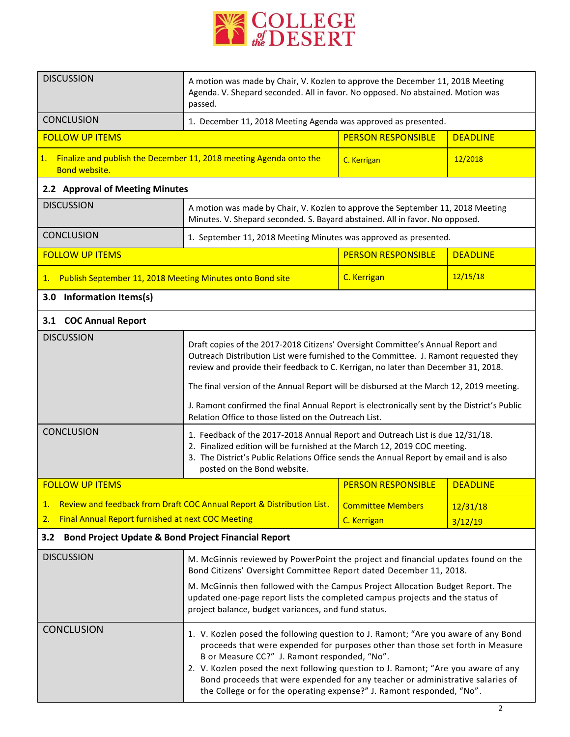| | | | |
|---|---|---|---|
| DISCUSSION | A motion was made by Chair, V. Kozlen to approve the December 11, 2018 Meeting Agenda. V. Shepard seconded. All in favor. No opposed. No abstained. Motion was passed. | | |
| CONCLUSION | 1. December 11, 2018 Meeting Agenda was approved as presented. | | |
| FOLLOW UP ITEMS | | PERSON RESPONSIBLE | DEADLINE |
| 1. Finalize and publish the December 11, 2018 meeting Agenda onto the Bond website. | | C. Kerrigan | 12/2018 |

### 2.2 Approval of Meeting Minutes

| | | | |
|---|---|---|---|
| DISCUSSION | A motion was made by Chair, V. Kozlen to approve the September 11, 2018 Meeting Minutes. V. Shepard seconded. S. Bayard abstained. All in favor. No opposed. | | |
| CONCLUSION | 1. September 11, 2018 Meeting Minutes was approved as presented. | | |
| FOLLOW UP ITEMS | | PERSON RESPONSIBLE | DEADLINE |
| 1. Publish September 11, 2018 Meeting Minutes onto Bond site | | C. Kerrigan | 12/15/18 |

## 3.0 Information Items(s)

### 3.1 COC Annual Report

| | | | |
|---|---|---|---|
| DISCUSSION | Draft copies of the 2017-2018 Citizens' Oversight Committee's Annual Report and Outreach Distribution List were furnished to the Committee. J. Ramont requested they review and provide their feedback to C. Kerrigan, no later than December 31, 2018.<br><br>The final version of the Annual Report will be disbursed at the March 12, 2019 meeting.<br><br>J. Ramont confirmed the final Annual Report is electronically sent by the District's Public Relation Office to those listed on the Outreach List. | | |
| CONCLUSION | 1. Feedback of the 2017-2018 Annual Report and Outreach List is due 12/31/18.<br>2. Finalized edition will be furnished at the March 12, 2019 COC meeting.<br>3. The District's Public Relations Office sends the Annual Report by email and is also posted on the Bond website. | | |
| FOLLOW UP ITEMS | | PERSON RESPONSIBLE | DEADLINE |
| 1. Review and feedback from Draft COC Annual Report & Distribution List. | | Committee Members | 12/31/18 |
| 2. Final Annual Report furnished at next COC Meeting | | C. Kerrigan | 3/12/19 |

### 3.2 Bond Project Update & Bond Project Financial Report

| | |
|---|---|
| DISCUSSION | M. McGinnis reviewed by PowerPoint the project and financial updates found on the Bond Citizens' Oversight Committee Report dated December 11, 2018.<br><br>M. McGinnis then followed with the Campus Project Allocation Budget Report. The updated one-page report lists the completed campus projects and the status of project balance, budget variances, and fund status. |
| CONCLUSION | 1. V. Kozlen posed the following question to J. Ramont; "Are you aware of any Bond proceeds that were expended for purposes other than those set forth in Measure B or Measure CC?" J. Ramont responded, "No".<br>2. V. Kozlen posed the next following question to J. Ramont; "Are you aware of any Bond proceeds that were expended for any teacher or administrative salaries of the College or for the operating expense?" J. Ramont responded, "No". |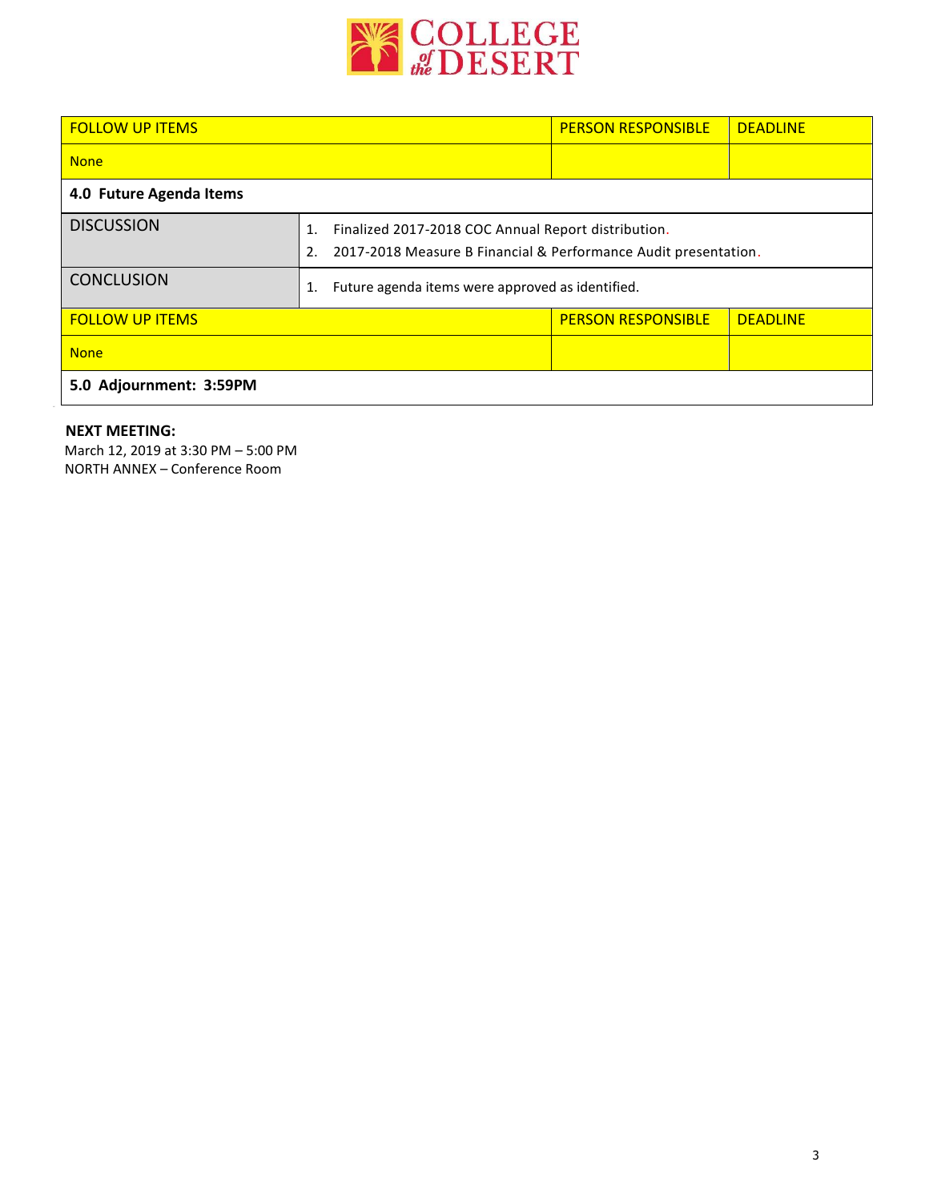| FOLLOW UP ITEMS | PERSON RESPONSIBLE | DEADLINE |
| --- | --- | --- |
| None | | |

**4.0 Future Agenda Items**

| | |
| --- | --- |
| DISCUSSION | 1. Finalized 2017-2018 COC Annual Report distribution.<br>2. 2017-2018 Measure B Financial & Performance Audit presentation. |
| CONCLUSION | 1. Future agenda items were approved as identified. |

| FOLLOW UP ITEMS | PERSON RESPONSIBLE | DEADLINE |
| --- | --- | --- |
| None | | |

**5.0 Adjournment: 3:59PM**

**NEXT MEETING:**
March 12, 2019 at 3:30 PM – 5:00 PM
NORTH ANNEX – Conference Room